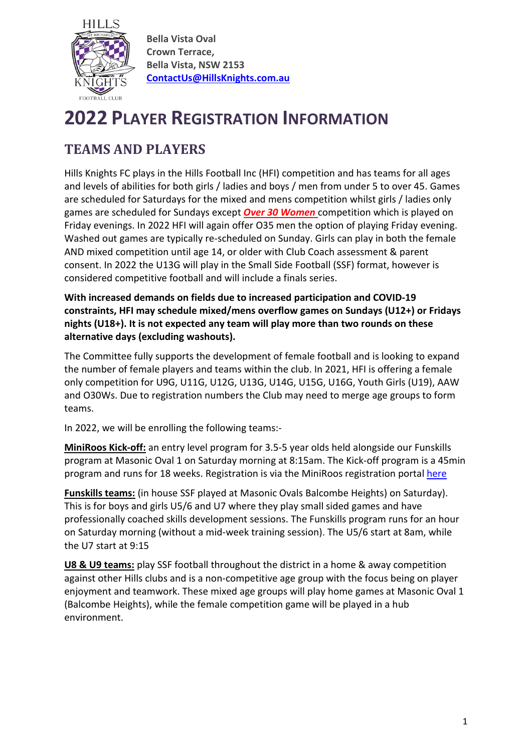Bella Vista Oval
Crown Terrace,
Bella Vista, NSW 2153
[ContactUs@HillsKnights.com.au](mailto:ContactUs@HillsKnights.com.au)

# 2022 PLAYER REGISTRATION INFORMATION

## TEAMS AND PLAYERS

Hills Knights FC plays in the Hills Football Inc (HFI) competition and has teams for all ages and levels of abilities for both girls / ladies and boys / men from under 5 to over 45. Games are scheduled for Saturdays for the mixed and mens competition whilst girls / ladies only games are scheduled for Sundays except ***Over 30 Women*** competition which is played on Friday evenings. In 2022 HFI will again offer O35 men the option of playing Friday evening. Washed out games are typically re-scheduled on Sunday. Girls can play in both the female AND mixed competition until age 14, or older with Club Coach assessment & parent consent. In 2022 the U13G will play in the Small Side Football (SSF) format, however is considered competitive football and will include a finals series.

**With increased demands on fields due to increased participation and COVID-19 constraints, HFI may schedule mixed/mens overflow games on Sundays (U12+) or Fridays nights (U18+). It is not expected any team will play more than two rounds on these alternative days (excluding washouts).**

The Committee fully supports the development of female football and is looking to expand the number of female players and teams within the club. In 2021, HFI is offering a female only competition for U9G, U11G, U12G, U13G, U14G, U15G, U16G, Youth Girls (U19), AAW and O30Ws. Due to registration numbers the Club may need to merge age groups to form teams.

In 2022, we will be enrolling the following teams:-

**MiniRoos Kick-off:** an entry level program for 3.5-5 year olds held alongside our Funskills program at Masonic Oval 1 on Saturday morning at 8:15am. The Kick-off program is a 45min program and runs for 18 weeks. Registration is via the MiniRoos registration portal here

**Funskills teams:** (in house SSF played at Masonic Ovals Balcombe Heights) on Saturday). This is for boys and girls U5/6 and U7 where they play small sided games and have professionally coached skills development sessions. The Funskills program runs for an hour on Saturday morning (without a mid-week training session). The U5/6 start at 8am, while the U7 start at 9:15

**U8 & U9 teams:** play SSF football throughout the district in a home & away competition against other Hills clubs and is a non-competitive age group with the focus being on player enjoyment and teamwork. These mixed age groups will play home games at Masonic Oval 1 (Balcombe Heights), while the female competition game will be played in a hub environment.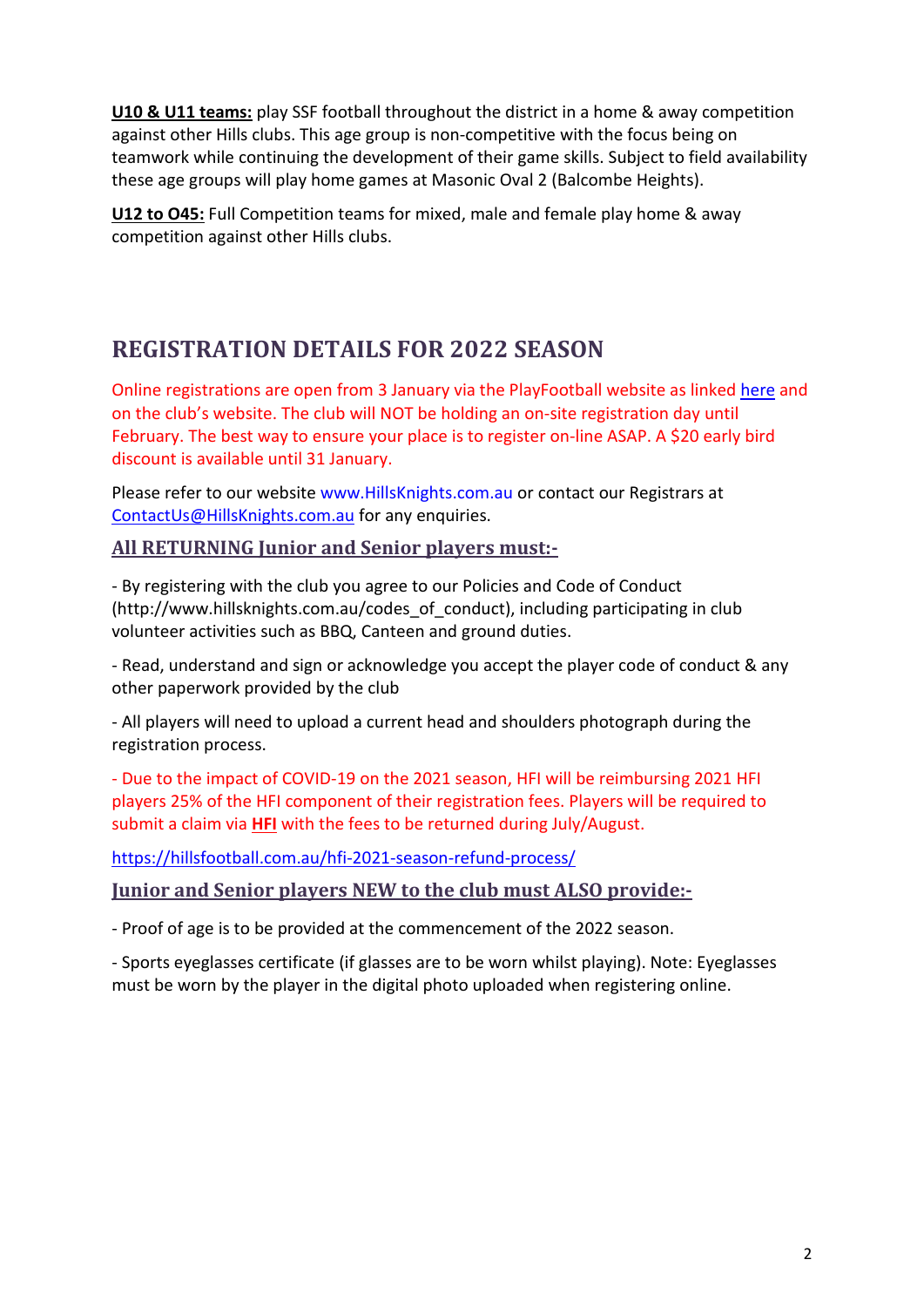**U10 & U11 teams:** play SSF football throughout the district in a home & away competition against other Hills clubs. This age group is non-competitive with the focus being on teamwork while continuing the development of their game skills. Subject to field availability these age groups will play home games at Masonic Oval 2 (Balcombe Heights).

**U12 to O45:** Full Competition teams for mixed, male and female play home & away competition against other Hills clubs.

## REGISTRATION DETAILS FOR 2022 SEASON

Online registrations are open from 3 January via the PlayFootball website as linked here and on the club's website. The club will NOT be holding an on-site registration day until February. The best way to ensure your place is to register on-line ASAP. A $20 early bird discount is available until 31 January.

Please refer to our website www.HillsKnights.com.au or contact our Registrars at ContactUs@HillsKnights.com.au for any enquiries.

### All RETURNING Junior and Senior players must:-

- By registering with the club you agree to our Policies and Code of Conduct (http://www.hillsknights.com.au/codes_of_conduct), including participating in club volunteer activities such as BBQ, Canteen and ground duties.

- Read, understand and sign or acknowledge you accept the player code of conduct & any other paperwork provided by the club

- All players will need to upload a current head and shoulders photograph during the registration process.

- Due to the impact of COVID-19 on the 2021 season, HFI will be reimbursing 2021 HFI players 25% of the HFI component of their registration fees. Players will be required to submit a claim via **HFI** with the fees to be returned during July/August.

https://hillsfootball.com.au/hfi-2021-season-refund-process/

### Junior and Senior players NEW to the club must ALSO provide:-

- Proof of age is to be provided at the commencement of the 2022 season.

- Sports eyeglasses certificate (if glasses are to be worn whilst playing). Note: Eyeglasses must be worn by the player in the digital photo uploaded when registering online.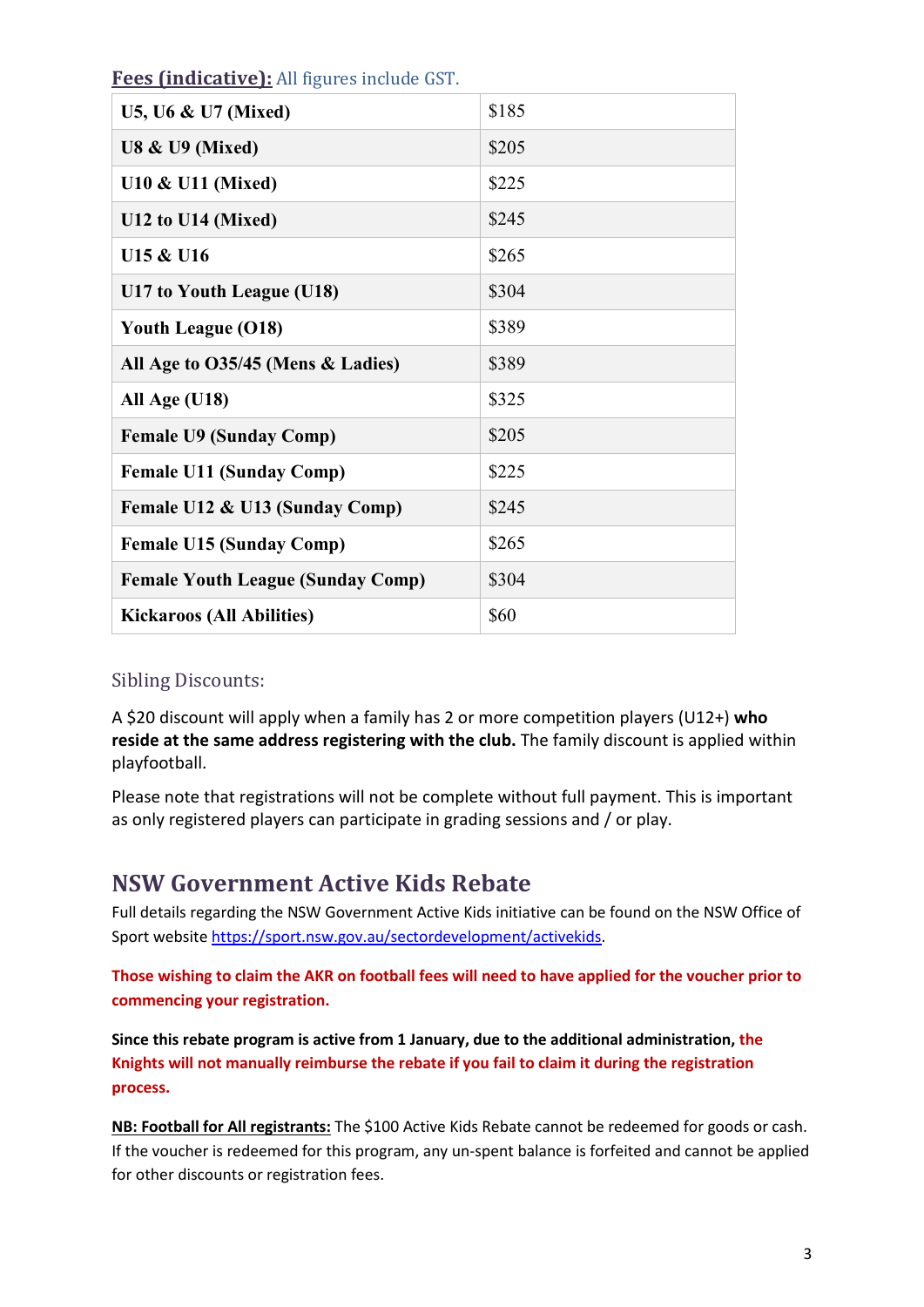**Fees (indicative):** All figures include GST.

| | |
|---|---|
| **U5, U6 & U7 (Mixed)** | $185 |
| **U8 & U9 (Mixed)** | $205 |
| **U10 & U11 (Mixed)** | $225 |
| **U12 to U14 (Mixed)** | $245 |
| **U15 & U16** | $265 |
| **U17 to Youth League (U18)** | $304 |
| **Youth League (O18)** | $389 |
| **All Age to O35/45 (Mens & Ladies)** | $389 |
| **All Age (U18)** | $325 |
| **Female U9 (Sunday Comp)** | $205 |
| **Female U11 (Sunday Comp)** | $225 |
| **Female U12 & U13 (Sunday Comp)** | $245 |
| **Female U15 (Sunday Comp)** | $265 |
| **Female Youth League (Sunday Comp)** | $304 |
| **Kickaroos (All Abilities)** | $60 |

### Sibling Discounts:

A $20 discount will apply when a family has 2 or more competition players (U12+) **who reside at the same address registering with the club.** The family discount is applied within playfootball.

Please note that registrations will not be complete without full payment. This is important as only registered players can participate in grading sessions and / or play.

## NSW Government Active Kids Rebate

Full details regarding the NSW Government Active Kids initiative can be found on the NSW Office of Sport website https://sport.nsw.gov.au/sectordevelopment/activekids.

**Those wishing to claim the AKR on football fees will need to have applied for the voucher prior to commencing your registration.**

**Since this rebate program is active from 1 January, due to the additional administration, the Knights will not manually reimburse the rebate if you fail to claim it during the registration process.**

**NB: Football for All registrants:** The $100 Active Kids Rebate cannot be redeemed for goods or cash. If the voucher is redeemed for this program, any un-spent balance is forfeited and cannot be applied for other discounts or registration fees.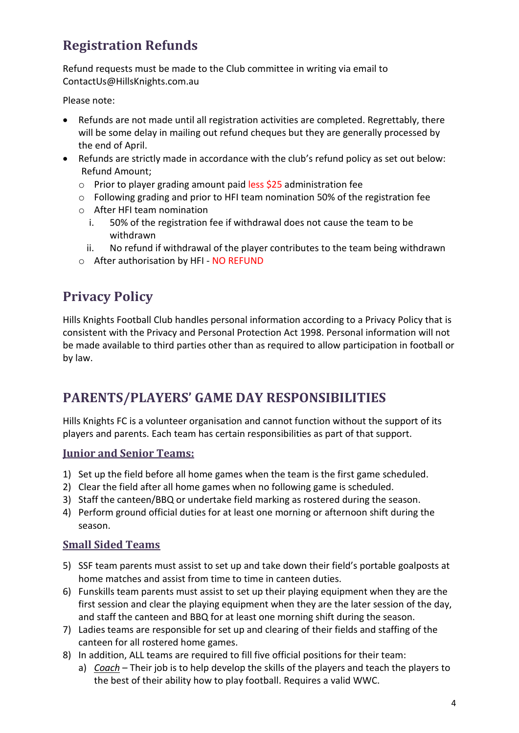## Registration Refunds

Refund requests must be made to the Club committee in writing via email to ContactUs@HillsKnights.com.au

Please note:

- Refunds are not made until all registration activities are completed. Regrettably, there will be some delay in mailing out refund cheques but they are generally processed by the end of April.
- Refunds are strictly made in accordance with the club's refund policy as set out below: Refund Amount;
  - Prior to player grading amount paid less $25 administration fee
  - Following grading and prior to HFI team nomination 50% of the registration fee
  - After HFI team nomination
    1. 50% of the registration fee if withdrawal does not cause the team to be withdrawn
    2. No refund if withdrawal of the player contributes to the team being withdrawn
  - After authorisation by HFI - NO REFUND

## Privacy Policy

Hills Knights Football Club handles personal information according to a Privacy Policy that is consistent with the Privacy and Personal Protection Act 1998. Personal information will not be made available to third parties other than as required to allow participation in football or by law.

## PARENTS/PLAYERS' GAME DAY RESPONSIBILITIES

Hills Knights FC is a volunteer organisation and cannot function without the support of its players and parents. Each team has certain responsibilities as part of that support.

### Junior and Senior Teams:

1) Set up the field before all home games when the team is the first game scheduled.
2) Clear the field after all home games when no following game is scheduled.
3) Staff the canteen/BBQ or undertake field marking as rostered during the season.
4) Perform ground official duties for at least one morning or afternoon shift during the season.

### Small Sided Teams

5) SSF team parents must assist to set up and take down their field's portable goalposts at home matches and assist from time to time in canteen duties.
6) Funskills team parents must assist to set up their playing equipment when they are the first session and clear the playing equipment when they are the later session of the day, and staff the canteen and BBQ for at least one morning shift during the season.
7) Ladies teams are responsible for set up and clearing of their fields and staffing of the canteen for all rostered home games.
8) In addition, ALL teams are required to fill five official positions for their team:
   a) *Coach* – Their job is to help develop the skills of the players and teach the players to the best of their ability how to play football. Requires a valid WWC.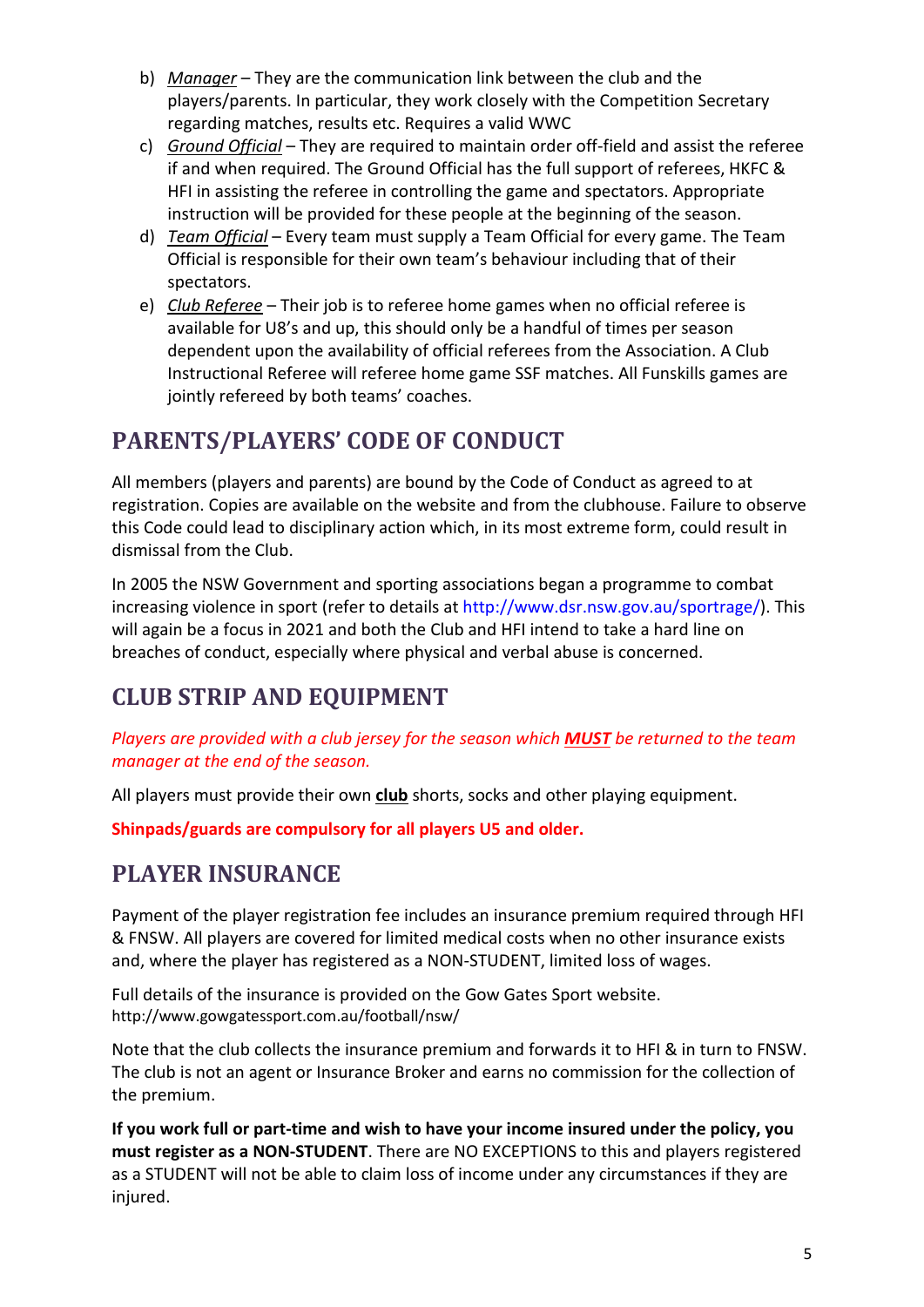b) *Manager* – They are the communication link between the club and the players/parents. In particular, they work closely with the Competition Secretary regarding matches, results etc. Requires a valid WWC

c) *Ground Official* – They are required to maintain order off-field and assist the referee if and when required. The Ground Official has the full support of referees, HKFC & HFI in assisting the referee in controlling the game and spectators. Appropriate instruction will be provided for these people at the beginning of the season.

d) *Team Official* – Every team must supply a Team Official for every game. The Team Official is responsible for their own team's behaviour including that of their spectators.

e) *Club Referee* – Their job is to referee home games when no official referee is available for U8's and up, this should only be a handful of times per season dependent upon the availability of official referees from the Association. A Club Instructional Referee will referee home game SSF matches. All Funskills games are jointly refereed by both teams' coaches.

## PARENTS/PLAYERS' CODE OF CONDUCT

All members (players and parents) are bound by the Code of Conduct as agreed to at registration. Copies are available on the website and from the clubhouse. Failure to observe this Code could lead to disciplinary action which, in its most extreme form, could result in dismissal from the Club.

In 2005 the NSW Government and sporting associations began a programme to combat increasing violence in sport (refer to details at http://www.dsr.nsw.gov.au/sportrage/). This will again be a focus in 2021 and both the Club and HFI intend to take a hard line on breaches of conduct, especially where physical and verbal abuse is concerned.

## CLUB STRIP AND EQUIPMENT

*Players are provided with a club jersey for the season which **MUST** be returned to the team manager at the end of the season.*

All players must provide their own **club** shorts, socks and other playing equipment.

**Shinpads/guards are compulsory for all players U5 and older.**

## PLAYER INSURANCE

Payment of the player registration fee includes an insurance premium required through HFI & FNSW. All players are covered for limited medical costs when no other insurance exists and, where the player has registered as a NON-STUDENT, limited loss of wages.

Full details of the insurance is provided on the Gow Gates Sport website.
http://www.gowgatessport.com.au/football/nsw/

Note that the club collects the insurance premium and forwards it to HFI & in turn to FNSW. The club is not an agent or Insurance Broker and earns no commission for the collection of the premium.

**If you work full or part-time and wish to have your income insured under the policy, you must register as a NON-STUDENT**. There are NO EXCEPTIONS to this and players registered as a STUDENT will not be able to claim loss of income under any circumstances if they are injured.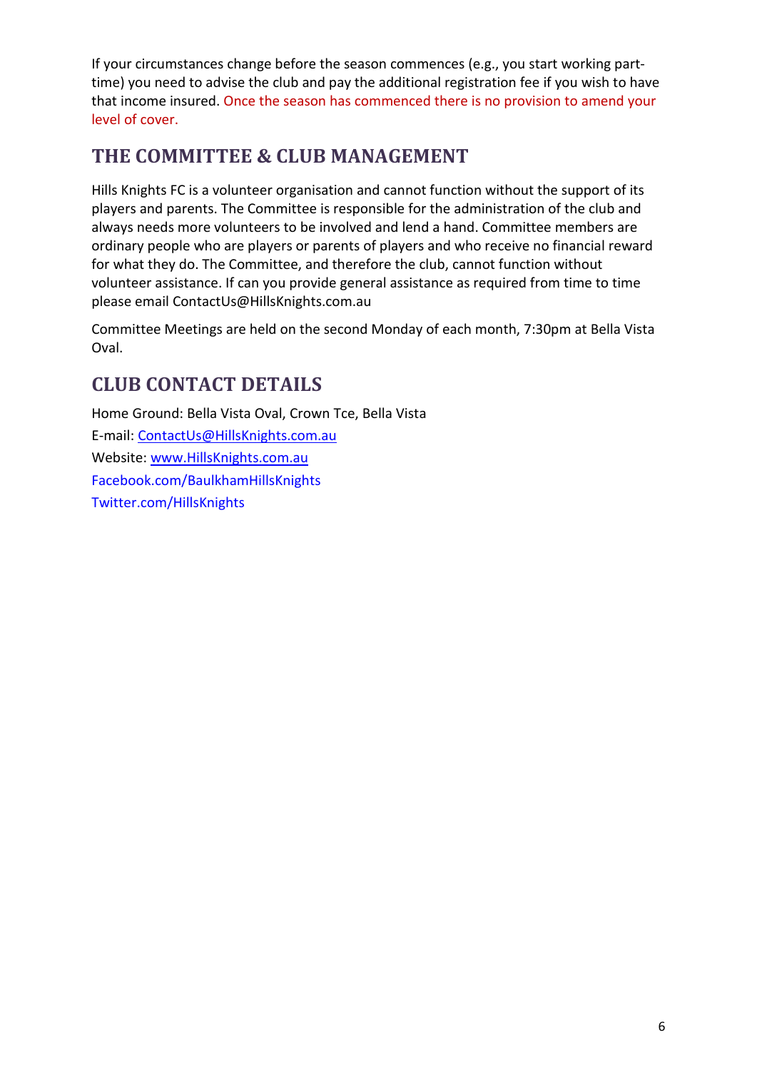If your circumstances change before the season commences (e.g., you start working part-time) you need to advise the club and pay the additional registration fee if you wish to have that income insured. Once the season has commenced there is no provision to amend your level of cover.

## THE COMMITTEE & CLUB MANAGEMENT

Hills Knights FC is a volunteer organisation and cannot function without the support of its players and parents. The Committee is responsible for the administration of the club and always needs more volunteers to be involved and lend a hand. Committee members are ordinary people who are players or parents of players and who receive no financial reward for what they do. The Committee, and therefore the club, cannot function without volunteer assistance. If can you provide general assistance as required from time to time please email ContactUs@HillsKnights.com.au

Committee Meetings are held on the second Monday of each month, 7:30pm at Bella Vista Oval.

## CLUB CONTACT DETAILS

Home Ground: Bella Vista Oval, Crown Tce, Bella Vista
E-mail: ContactUs@HillsKnights.com.au
Website: www.HillsKnights.com.au
Facebook.com/BaulkhamHillsKnights
Twitter.com/HillsKnights